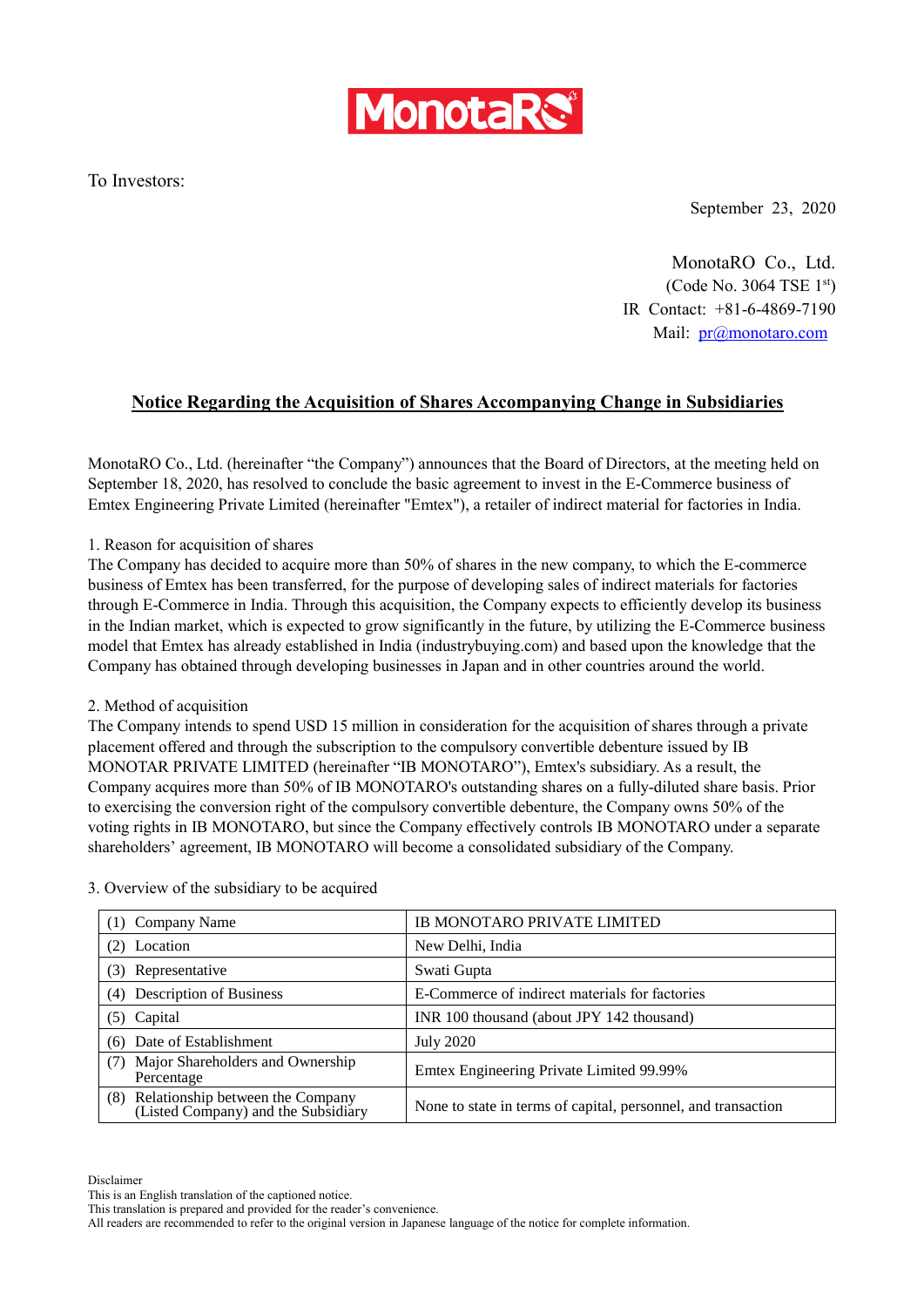MonotaRO

To Investors:

September 23, 2020

MonotaRO Co., Ltd.
(Code No. 3064 TSE 1st)
IR Contact: +81-6-4869-7190
Mail: pr@monotaro.com

## Notice Regarding the Acquisition of Shares Accompanying Change in Subsidiaries

MonotaRO Co., Ltd. (hereinafter "the Company") announces that the Board of Directors, at the meeting held on September 18, 2020, has resolved to conclude the basic agreement to invest in the E-Commerce business of Emtex Engineering Private Limited (hereinafter "Emtex"), a retailer of indirect material for factories in India.

1. Reason for acquisition of shares

The Company has decided to acquire more than 50% of shares in the new company, to which the E-commerce business of Emtex has been transferred, for the purpose of developing sales of indirect materials for factories through E-Commerce in India. Through this acquisition, the Company expects to efficiently develop its business in the Indian market, which is expected to grow significantly in the future, by utilizing the E-Commerce business model that Emtex has already established in India (industrybuying.com) and based upon the knowledge that the Company has obtained through developing businesses in Japan and in other countries around the world.

2. Method of acquisition

The Company intends to spend USD 15 million in consideration for the acquisition of shares through a private placement offered and through the subscription to the compulsory convertible debenture issued by IB MONOTAR PRIVATE LIMITED (hereinafter "IB MONOTARO"), Emtex's subsidiary. As a result, the Company acquires more than 50% of IB MONOTARO's outstanding shares on a fully-diluted share basis. Prior to exercising the conversion right of the compulsory convertible debenture, the Company owns 50% of the voting rights in IB MONOTARO, but since the Company effectively controls IB MONOTARO under a separate shareholders' agreement, IB MONOTARO will become a consolidated subsidiary of the Company.

3. Overview of the subsidiary to be acquired

| | |
|---|---|
| (1) Company Name | IB MONOTARO PRIVATE LIMITED |
| (2) Location | New Delhi, India |
| (3) Representative | Swati Gupta |
| (4) Description of Business | E-Commerce of indirect materials for factories |
| (5) Capital | INR 100 thousand (about JPY 142 thousand) |
| (6) Date of Establishment | July 2020 |
| (7) Major Shareholders and Ownership Percentage | Emtex Engineering Private Limited 99.99% |
| (8) Relationship between the Company (Listed Company) and the Subsidiary | None to state in terms of capital, personnel, and transaction |

Disclaimer
This is an English translation of the captioned notice.
This translation is prepared and provided for the reader's convenience.
All readers are recommended to refer to the original version in Japanese language of the notice for complete information.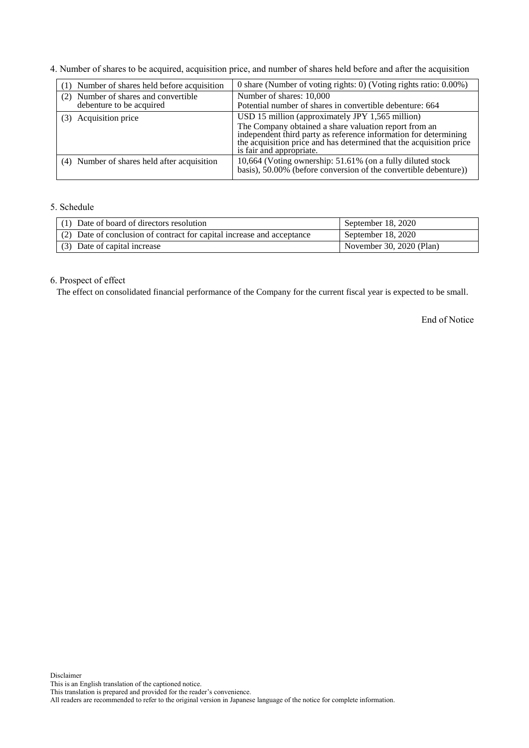4. Number of shares to be acquired, acquisition price, and number of shares held before and after the acquisition

| | |
|---|---|
| (1) Number of shares held before acquisition | 0 share (Number of voting rights: 0) (Voting rights ratio: 0.00%) |
| (2) Number of shares and convertible debenture to be acquired | Number of shares: 10,000<br>Potential number of shares in convertible debenture: 664 |
| (3) Acquisition price | USD 15 million (approximately JPY 1,565 million)<br>The Company obtained a share valuation report from an independent third party as reference information for determining the acquisition price and has determined that the acquisition price is fair and appropriate. |
| (4) Number of shares held after acquisition | 10,664 (Voting ownership: 51.61% (on a fully diluted stock basis), 50.00% (before conversion of the convertible debenture)) |

5. Schedule

| | |
|---|---|
| (1) Date of board of directors resolution | September 18, 2020 |
| (2) Date of conclusion of contract for capital increase and acceptance | September 18, 2020 |
| (3) Date of capital increase | November 30, 2020 (Plan) |

6. Prospect of effect

The effect on consolidated financial performance of the Company for the current fiscal year is expected to be small.

End of Notice

Disclaimer
This is an English translation of the captioned notice.
This translation is prepared and provided for the reader's convenience.
All readers are recommended to refer to the original version in Japanese language of the notice for complete information.